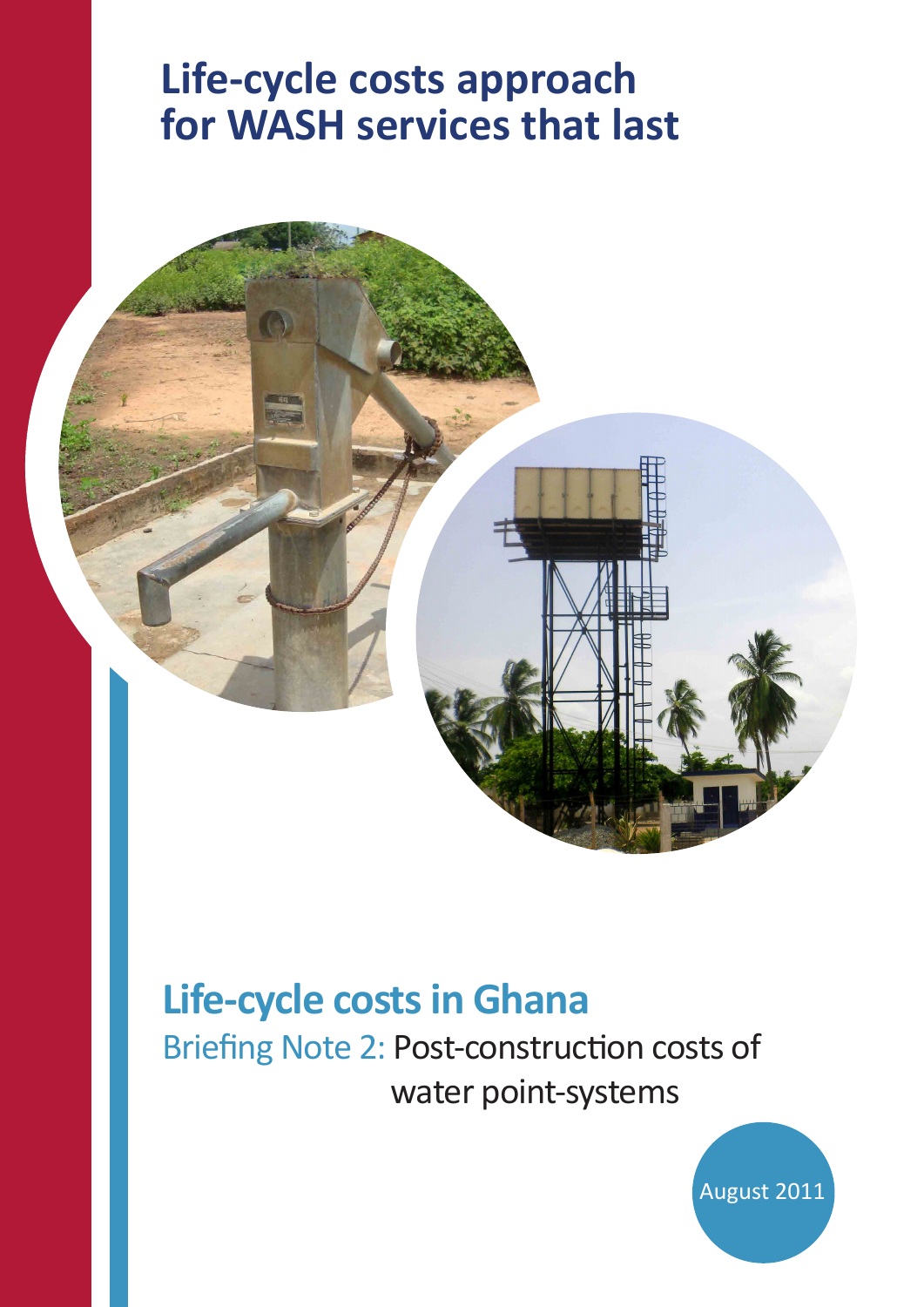# Life-cycle costs approach for WASH services that last

## Life-cycle costs in Ghana

Briefing Note 2: Post-construction costs of water point-systems

August 2011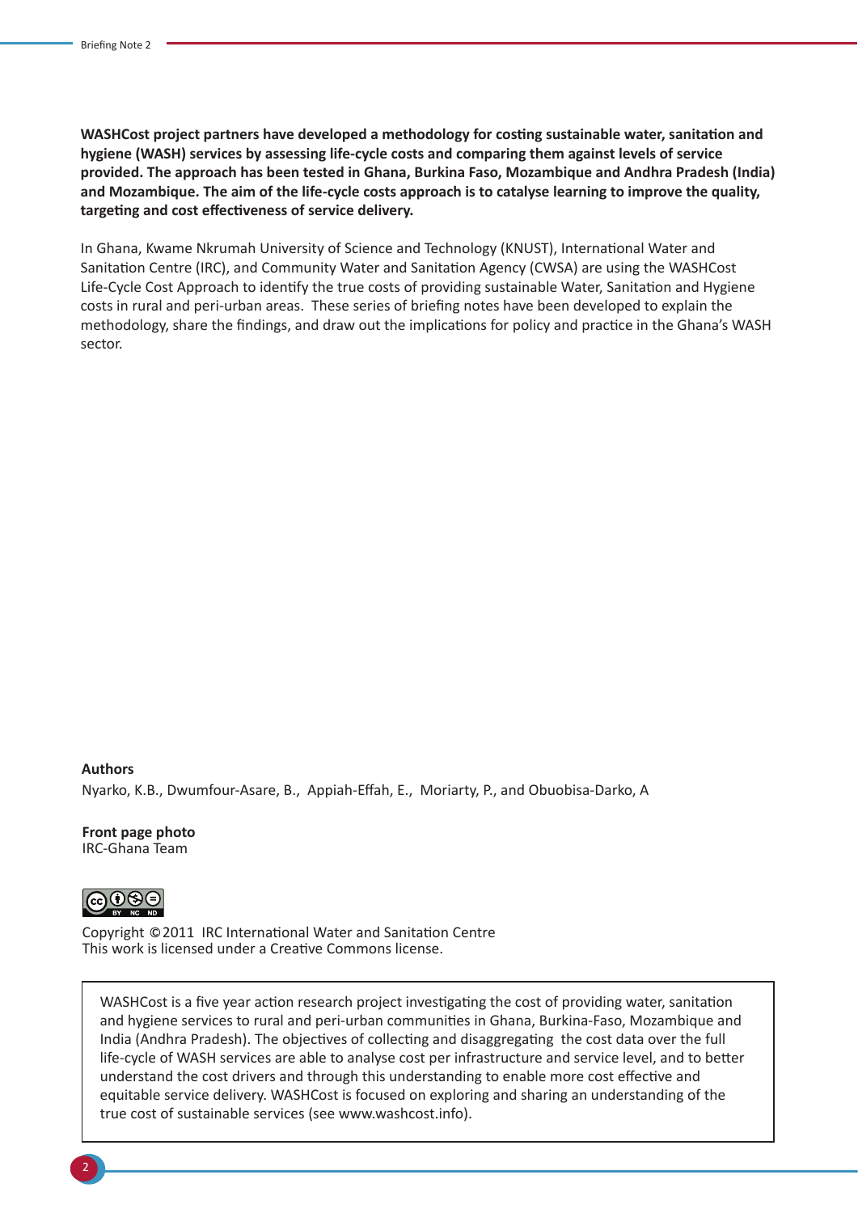**WASHCost project partners have developed a methodology for costing sustainable water, sanitation and hygiene (WASH) services by assessing life-cycle costs and comparing them against levels of service provided. The approach has been tested in Ghana, Burkina Faso, Mozambique and Andhra Pradesh (India) and Mozambique. The aim of the life-cycle costs approach is to catalyse learning to improve the quality, targeting and cost effectiveness of service delivery.**

In Ghana, Kwame Nkrumah University of Science and Technology (KNUST), International Water and Sanitation Centre (IRC), and Community Water and Sanitation Agency (CWSA) are using the WASHCost Life-Cycle Cost Approach to identify the true costs of providing sustainable Water, Sanitation and Hygiene costs in rural and peri-urban areas. These series of briefing notes have been developed to explain the methodology, share the findings, and draw out the implications for policy and practice in the Ghana's WASH sector.

**Authors**

Nyarko, K.B., Dwumfour-Asare, B., Appiah-Effah, E., Moriarty, P., and Obuobisa-Darko, A

**Front page photo**

IRC-Ghana Team

Copyright ©2011 IRC International Water and Sanitation Centre
This work is licensed under a Creative Commons license.

WASHCost is a five year action research project investigating the cost of providing water, sanitation and hygiene services to rural and peri-urban communities in Ghana, Burkina-Faso, Mozambique and India (Andhra Pradesh). The objectives of collecting and disaggregating the cost data over the full life-cycle of WASH services are able to analyse cost per infrastructure and service level, and to better understand the cost drivers and through this understanding to enable more cost effective and equitable service delivery. WASHCost is focused on exploring and sharing an understanding of the true cost of sustainable services (see www.washcost.info).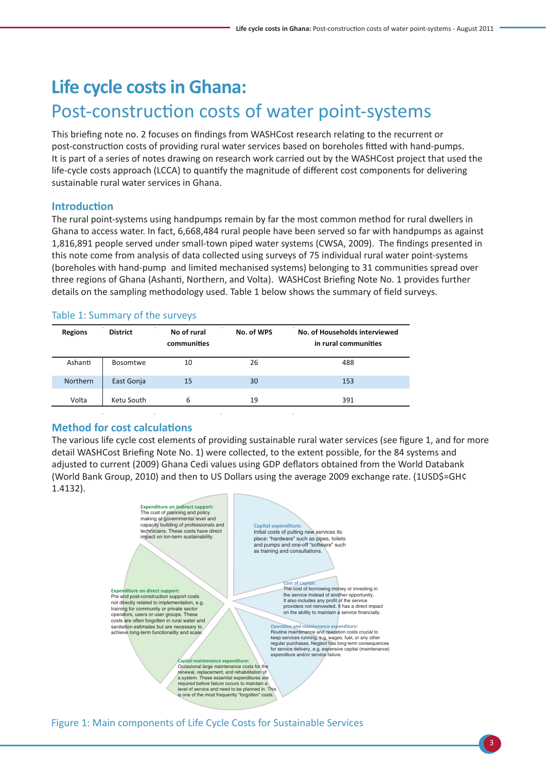# Life cycle costs in Ghana:

## Post-construction costs of water point-systems

This briefing note no. 2 focuses on findings from WASHCost research relating to the recurrent or post-construction costs of providing rural water services based on boreholes fitted with hand-pumps. It is part of a series of notes drawing on research work carried out by the WASHCost project that used the life-cycle costs approach (LCCA) to quantify the magnitude of different cost components for delivering sustainable rural water services in Ghana.

### Introduction

The rural point-systems using handpumps remain by far the most common method for rural dwellers in Ghana to access water. In fact, 6,668,484 rural people have been served so far with handpumps as against 1,816,891 people served under small-town piped water systems (CWSA, 2009). The findings presented in this note come from analysis of data collected using surveys of 75 individual rural water point-systems (boreholes with hand-pump and limited mechanised systems) belonging to 31 communities spread over three regions of Ghana (Ashanti, Northern, and Volta). WASHCost Briefing Note No. 1 provides further details on the sampling methodology used. Table 1 below shows the summary of field surveys.

Table 1: Summary of the surveys

| Regions | District | No of rural communities | No. of WPS | No. of Households interviewed in rural communities |
|---|---|---|---|---|
| Ashanti | Bosomtwe | 10 | 26 | 488 |
| Northern | East Gonja | 15 | 30 | 153 |
| Volta | Ketu South | 6 | 19 | 391 |

### Method for cost calculations

The various life cycle cost elements of providing sustainable rural water services (see figure 1, and for more detail WASHCost Briefing Note No. 1) were collected, to the extent possible, for the 84 systems and adjusted to current (2009) Ghana Cedi values using GDP deflators obtained from the World Databank (World Bank Group, 2010) and then to US Dollars using the average 2009 exchange rate. (1USD$=GH¢ 1.4132).

**Expenditure on indirect support:** The cost of planning and policy making at governmental level and capacity building of professionals and technicians. These costs have direct impact on lon-term sustainability.

**Capital expenditure:** Initial costs of putting new services ito place: "hardware" such as pipes, toilets and pumps and one-off "software" such as training and consultations.

**Cost of capital:** The cost of borrowing money or investing in the service instead of another opportunity. It also includes any profit of the service providers not reinvested. It has a direct impact on the ability to maintain a service financially.

**Operation and maintenance expenditure:** Routine maintenance and operation costs crucial to keep services running, e.g. wages, fuel, or any other regular purchases. Neglect has long-term consequences for service delivery, e.g. expensive capital (maintenance) expenditure and/or service failure.

**Capital maintenance expenditure:** Occasional large maintenance costs for the renewal, replacement, and rehabilitation of a system. These essential expenditures are required before failure occurs to maintain a level of service and need to be planned in. This is one of the most frequently "forgotten" costs.

**Expenditure on direct support:** Pre and post-construction support costs not directly related to implementation, e.g. training for community or private sector operators, users or user groups. These costs are often forgotten in rural water and sanitation estimates but are necessary to achieve long-term functionality and scale.

Figure 1: Main components of Life Cycle Costs for Sustainable Services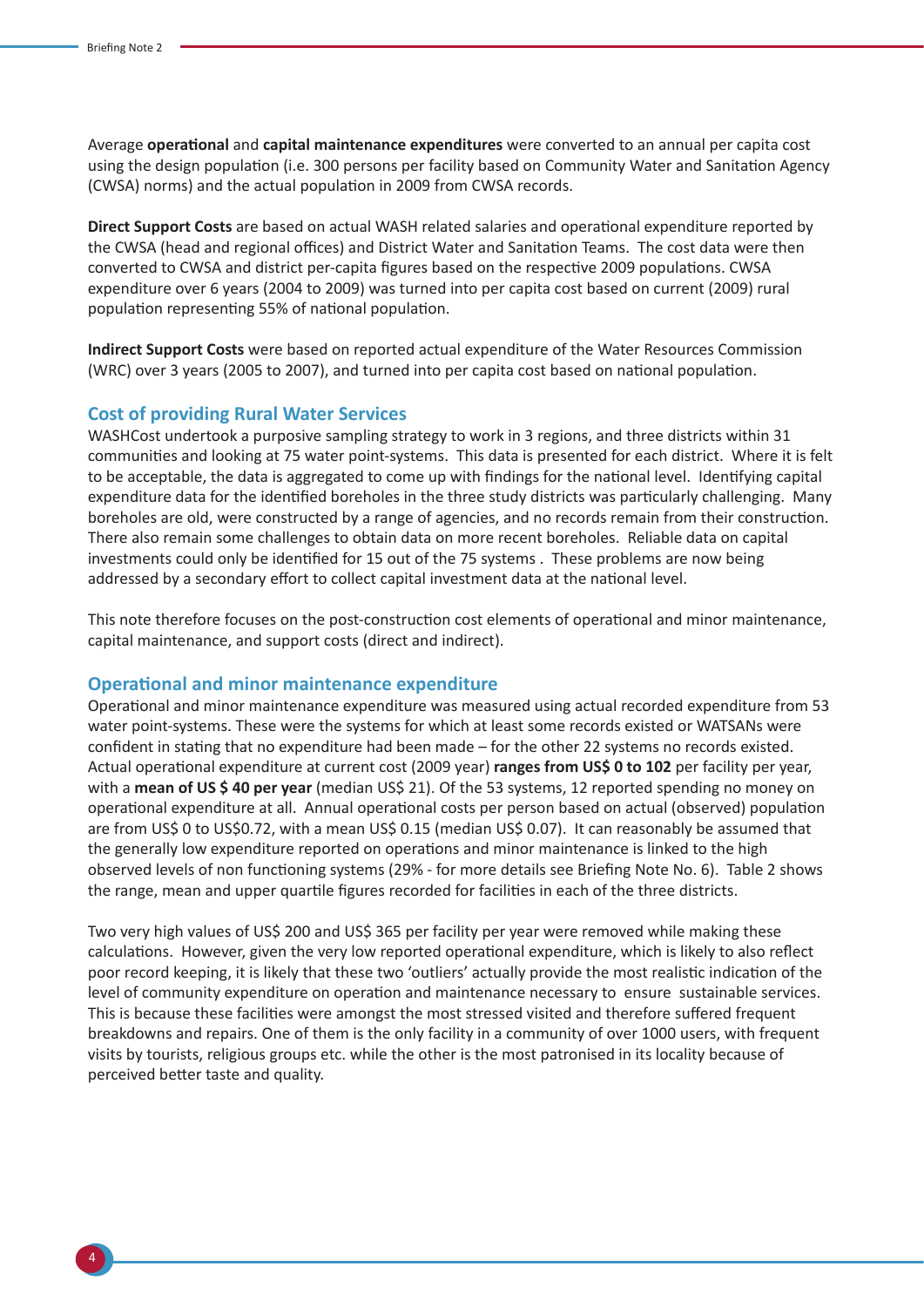Average **operational** and **capital maintenance expenditures** were converted to an annual per capita cost using the design population (i.e. 300 persons per facility based on Community Water and Sanitation Agency (CWSA) norms) and the actual population in 2009 from CWSA records.

**Direct Support Costs** are based on actual WASH related salaries and operational expenditure reported by the CWSA (head and regional offices) and District Water and Sanitation Teams. The cost data were then converted to CWSA and district per-capita figures based on the respective 2009 populations. CWSA expenditure over 6 years (2004 to 2009) was turned into per capita cost based on current (2009) rural population representing 55% of national population.

**Indirect Support Costs** were based on reported actual expenditure of the Water Resources Commission (WRC) over 3 years (2005 to 2007), and turned into per capita cost based on national population.

## Cost of providing Rural Water Services

WASHCost undertook a purposive sampling strategy to work in 3 regions, and three districts within 31 communities and looking at 75 water point-systems. This data is presented for each district. Where it is felt to be acceptable, the data is aggregated to come up with findings for the national level. Identifying capital expenditure data for the identified boreholes in the three study districts was particularly challenging. Many boreholes are old, were constructed by a range of agencies, and no records remain from their construction. There also remain some challenges to obtain data on more recent boreholes. Reliable data on capital investments could only be identified for 15 out of the 75 systems . These problems are now being addressed by a secondary effort to collect capital investment data at the national level.

This note therefore focuses on the post-construction cost elements of operational and minor maintenance, capital maintenance, and support costs (direct and indirect).

## Operational and minor maintenance expenditure

Operational and minor maintenance expenditure was measured using actual recorded expenditure from 53 water point-systems. These were the systems for which at least some records existed or WATSANs were confident in stating that no expenditure had been made – for the other 22 systems no records existed. Actual operational expenditure at current cost (2009 year) **ranges from US$ 0 to 102** per facility per year, with a **mean of US $ 40 per year** (median US$ 21). Of the 53 systems, 12 reported spending no money on operational expenditure at all. Annual operational costs per person based on actual (observed) population are from US$ 0 to US$0.72, with a mean US$ 0.15 (median US$ 0.07). It can reasonably be assumed that the generally low expenditure reported on operations and minor maintenance is linked to the high observed levels of non functioning systems (29% - for more details see Briefing Note No. 6). Table 2 shows the range, mean and upper quartile figures recorded for facilities in each of the three districts.

Two very high values of US$ 200 and US$ 365 per facility per year were removed while making these calculations. However, given the very low reported operational expenditure, which is likely to also reflect poor record keeping, it is likely that these two 'outliers' actually provide the most realistic indication of the level of community expenditure on operation and maintenance necessary to ensure sustainable services. This is because these facilities were amongst the most stressed visited and therefore suffered frequent breakdowns and repairs. One of them is the only facility in a community of over 1000 users, with frequent visits by tourists, religious groups etc. while the other is the most patronised in its locality because of perceived better taste and quality.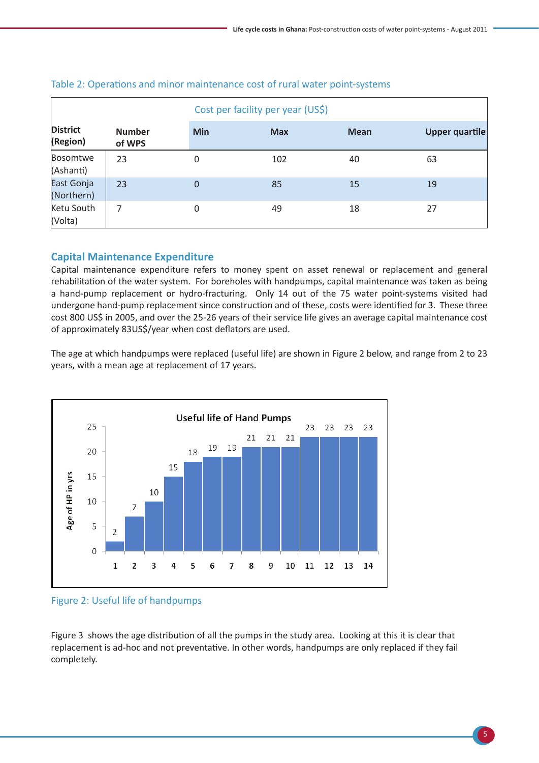Table 2: Operations and minor maintenance cost of rural water point-systems

| District (Region) | Number of WPS | Cost per facility per year (US$) | | | |
|---|---|---|---|---|---|
| | | Min | Max | Mean | Upper quartile |
| Bosomtwe (Ashanti) | 23 | 0 | 102 | 40 | 63 |
| East Gonja (Northern) | 23 | 0 | 85 | 15 | 19 |
| Ketu South (Volta) | 7 | 0 | 49 | 18 | 27 |

## Capital Maintenance Expenditure

Capital maintenance expenditure refers to money spent on asset renewal or replacement and general rehabilitation of the water system. For boreholes with handpumps, capital maintenance was taken as being a hand-pump replacement or hydro-fracturing. Only 14 out of the 75 water point-systems visited had undergone hand-pump replacement since construction and of these, costs were identified for 3. These three cost 800 US$ in 2005, and over the 25-26 years of their service life gives an average capital maintenance cost of approximately 83US$/year when cost deflators are used.

The age at which handpumps were replaced (useful life) are shown in Figure 2 below, and range from 2 to 23 years, with a mean age at replacement of 17 years.

**Useful life of Hand Pumps**

| Hand pump | 1 | 2 | 3 | 4 | 5 | 6 | 7 | 8 | 9 | 10 | 11 | 12 | 13 | 14 |
|---|---|---|---|---|---|---|---|---|---|---|---|---|---|---|
| Age of HP in yrs | 2 | 7 | 10 | 15 | 18 | 19 | 19 | 21 | 21 | 21 | 23 | 23 | 23 | 23 |

Figure 2: Useful life of handpumps

Figure 3 shows the age distribution of all the pumps in the study area. Looking at this it is clear that replacement is ad-hoc and not preventative. In other words, handpumps are only replaced if they fail completely.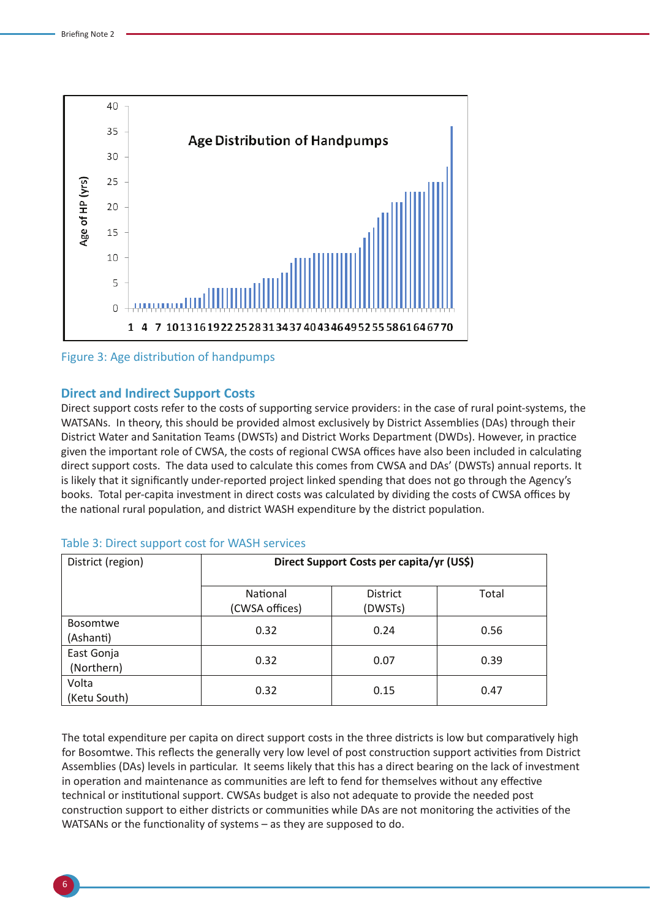Figure 3: Age distribution of handpumps

## Direct and Indirect Support Costs

Direct support costs refer to the costs of supporting service providers: in the case of rural point-systems, the WATSANs. In theory, this should be provided almost exclusively by District Assemblies (DAs) through their District Water and Sanitation Teams (DWSTs) and District Works Department (DWDs). However, in practice given the important role of CWSA, the costs of regional CWSA offices have also been included in calculating direct support costs. The data used to calculate this comes from CWSA and DAs' (DWSTs) annual reports. It is likely that it significantly under-reported project linked spending that does not go through the Agency's books. Total per-capita investment in direct costs was calculated by dividing the costs of CWSA offices by the national rural population, and district WASH expenditure by the district population.

Table 3: Direct support cost for WASH services

| District (region) | Direct Support Costs per capita/yr (US$) | | |
|---|---|---|---|
| | National (CWSA offices) | District (DWSTs) | Total |
| Bosomtwe (Ashanti) | 0.32 | 0.24 | 0.56 |
| East Gonja (Northern) | 0.32 | 0.07 | 0.39 |
| Volta (Ketu South) | 0.32 | 0.15 | 0.47 |

The total expenditure per capita on direct support costs in the three districts is low but comparatively high for Bosomtwe. This reflects the generally very low level of post construction support activities from District Assemblies (DAs) levels in particular. It seems likely that this has a direct bearing on the lack of investment in operation and maintenance as communities are left to fend for themselves without any effective technical or institutional support. CWSAs budget is also not adequate to provide the needed post construction support to either districts or communities while DAs are not monitoring the activities of the WATSANs or the functionality of systems – as they are supposed to do.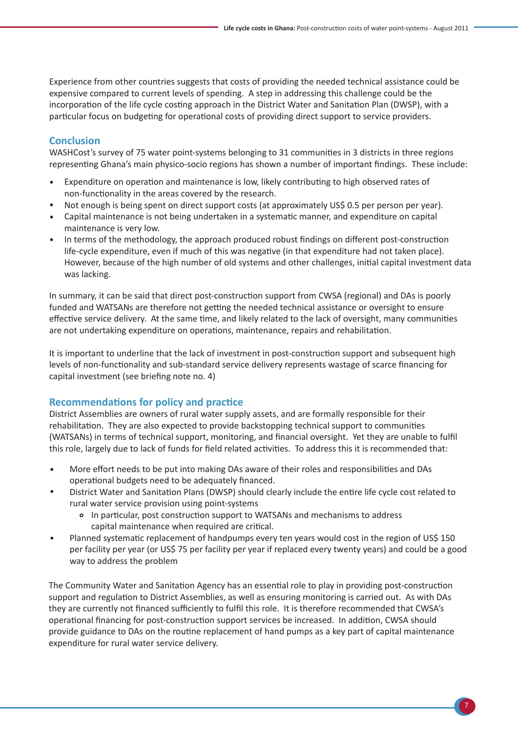Experience from other countries suggests that costs of providing the needed technical assistance could be expensive compared to current levels of spending. A step in addressing this challenge could be the incorporation of the life cycle costing approach in the District Water and Sanitation Plan (DWSP), with a particular focus on budgeting for operational costs of providing direct support to service providers.

## Conclusion

WASHCost's survey of 75 water point-systems belonging to 31 communities in 3 districts in three regions representing Ghana's main physico-socio regions has shown a number of important findings. These include:

- Expenditure on operation and maintenance is low, likely contributing to high observed rates of non-functionality in the areas covered by the research.
- Not enough is being spent on direct support costs (at approximately US$ 0.5 per person per year).
- Capital maintenance is not being undertaken in a systematic manner, and expenditure on capital maintenance is very low.
- In terms of the methodology, the approach produced robust findings on different post-construction life-cycle expenditure, even if much of this was negative (in that expenditure had not taken place). However, because of the high number of old systems and other challenges, initial capital investment data was lacking.

In summary, it can be said that direct post-construction support from CWSA (regional) and DAs is poorly funded and WATSANs are therefore not getting the needed technical assistance or oversight to ensure effective service delivery. At the same time, and likely related to the lack of oversight, many communities are not undertaking expenditure on operations, maintenance, repairs and rehabilitation.

It is important to underline that the lack of investment in post-construction support and subsequent high levels of non-functionality and sub-standard service delivery represents wastage of scarce financing for capital investment (see briefing note no. 4)

## Recommendations for policy and practice

District Assemblies are owners of rural water supply assets, and are formally responsible for their rehabilitation. They are also expected to provide backstopping technical support to communities (WATSANs) in terms of technical support, monitoring, and financial oversight. Yet they are unable to fulfil this role, largely due to lack of funds for field related activities. To address this it is recommended that:

- More effort needs to be put into making DAs aware of their roles and responsibilities and DAs operational budgets need to be adequately financed.
- District Water and Sanitation Plans (DWSP) should clearly include the entire life cycle cost related to rural water service provision using point-systems
  - In particular, post construction support to WATSANs and mechanisms to address capital maintenance when required are critical.
- Planned systematic replacement of handpumps every ten years would cost in the region of US$ 150 per facility per year (or US$ 75 per facility per year if replaced every twenty years) and could be a good way to address the problem

The Community Water and Sanitation Agency has an essential role to play in providing post-construction support and regulation to District Assemblies, as well as ensuring monitoring is carried out. As with DAs they are currently not financed sufficiently to fulfil this role. It is therefore recommended that CWSA's operational financing for post-construction support services be increased. In addition, CWSA should provide guidance to DAs on the routine replacement of hand pumps as a key part of capital maintenance expenditure for rural water service delivery.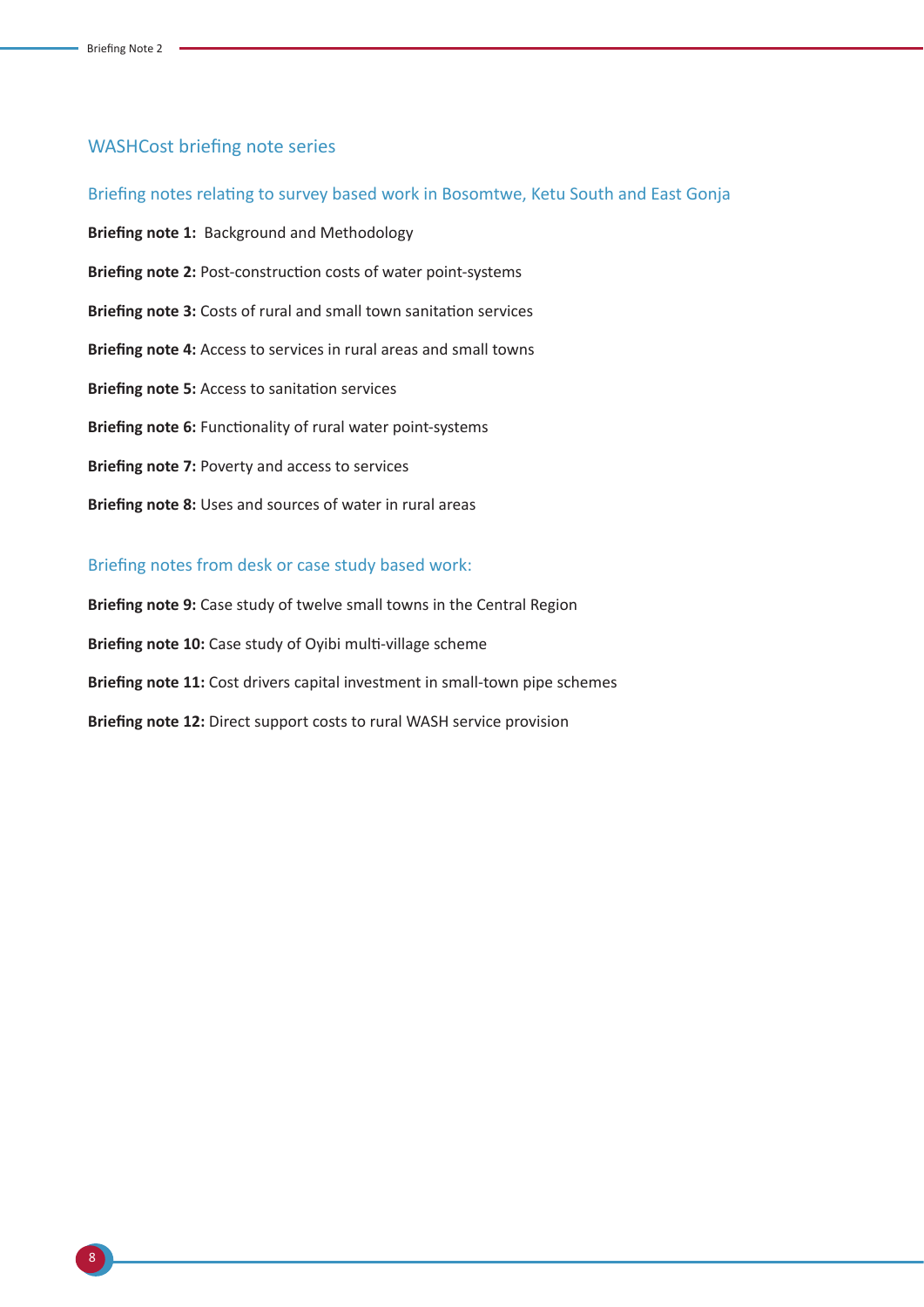## WASHCost briefing note series

### Briefing notes relating to survey based work in Bosomtwe, Ketu South and East Gonja

**Briefing note 1:** Background and Methodology

**Briefing note 2:** Post-construction costs of water point-systems

**Briefing note 3:** Costs of rural and small town sanitation services

**Briefing note 4:** Access to services in rural areas and small towns

**Briefing note 5:** Access to sanitation services

**Briefing note 6:** Functionality of rural water point-systems

**Briefing note 7:** Poverty and access to services

**Briefing note 8:** Uses and sources of water in rural areas

### Briefing notes from desk or case study based work:

**Briefing note 9:** Case study of twelve small towns in the Central Region

**Briefing note 10:** Case study of Oyibi multi-village scheme

**Briefing note 11:** Cost drivers capital investment in small-town pipe schemes

**Briefing note 12:** Direct support costs to rural WASH service provision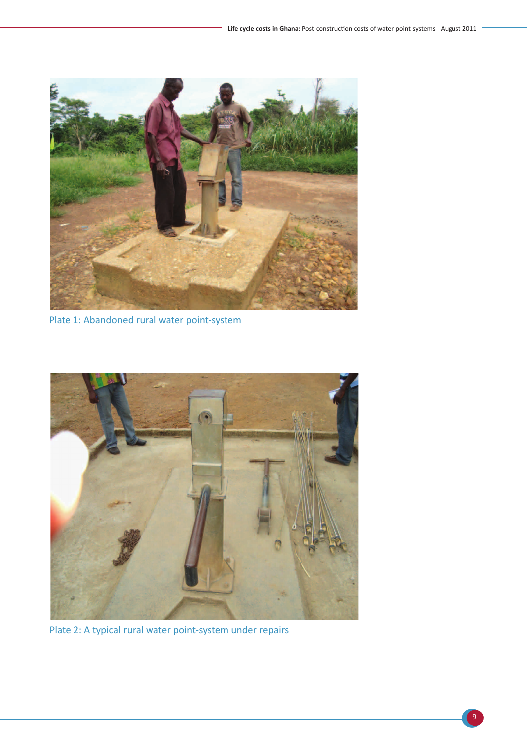Plate 1: Abandoned rural water point-system

Plate 2: A typical rural water point-system under repairs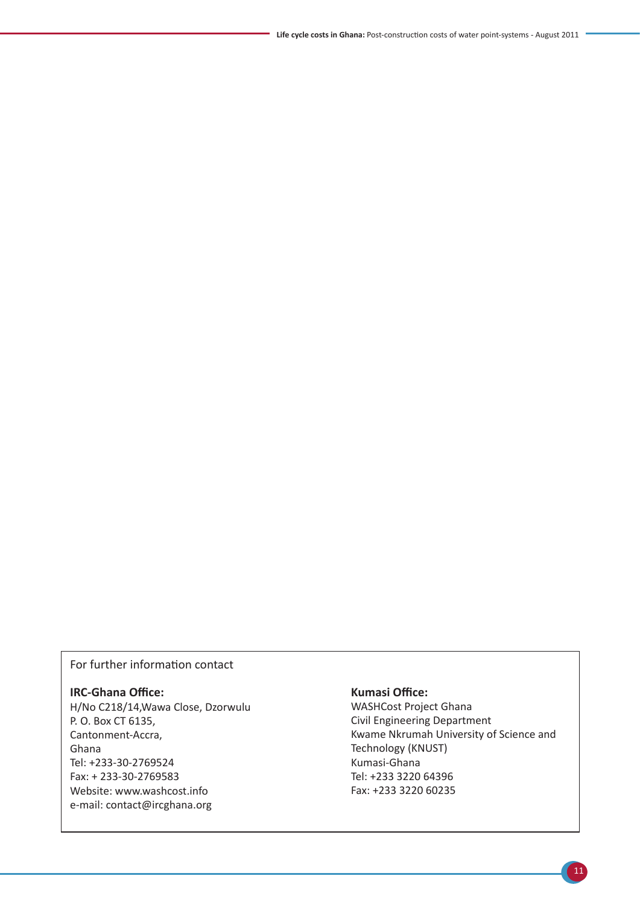For further information contact

**IRC-Ghana Office:**
H/No C218/14,Wawa Close, Dzorwulu
P. O. Box CT 6135,
Cantonment-Accra,
Ghana
Tel: +233-30-2769524
Fax: + 233-30-2769583
Website: www.washcost.info
e-mail: contact@ircghana.org

**Kumasi Office:**
WASHCost Project Ghana
Civil Engineering Department
Kwame Nkrumah University of Science and Technology (KNUST)
Kumasi-Ghana
Tel: +233 3220 64396
Fax: +233 3220 60235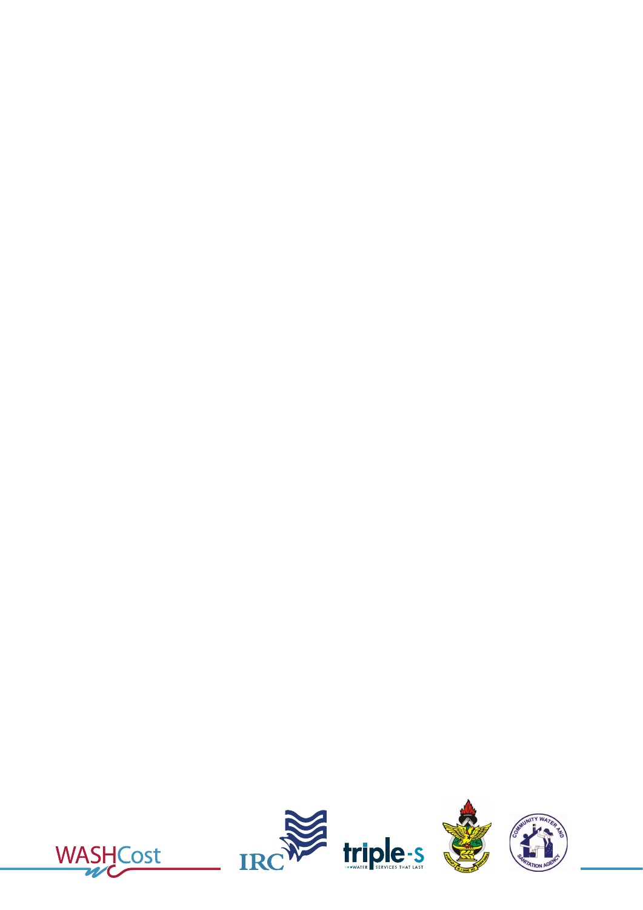WASHCost

IRC

triple-s

WATER SERVICES THAT LAST

COMMUNITY WATER AND SANITATION AGENCY